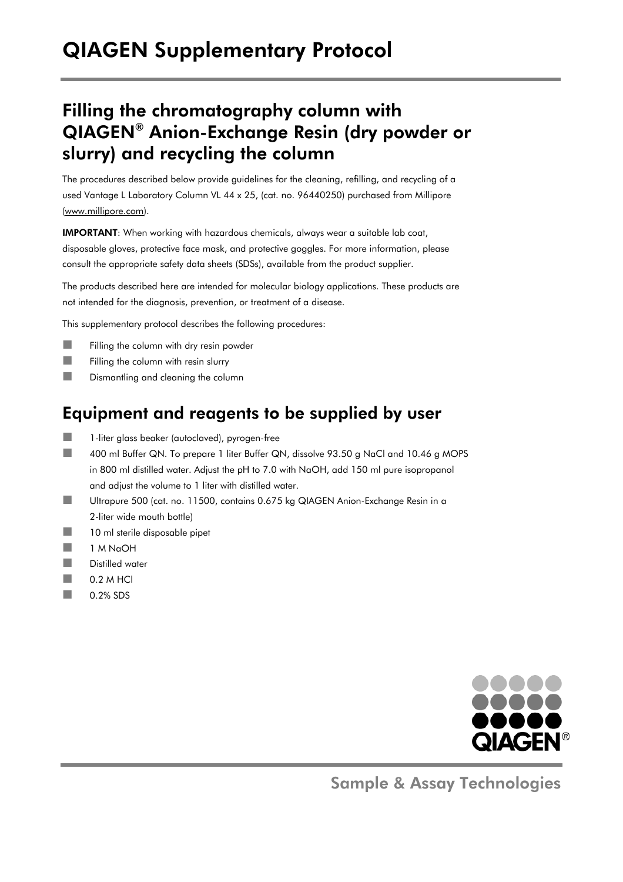# QIAGEN Supplementary Protocol

## Filling the chromatography column with QIAGEN® Anion-Exchange Resin (dry powder or slurry) and recycling the column

The procedures described below provide guidelines for the cleaning, refilling, and recycling of a used Vantage L Laboratory Column VL 44 x 25, (cat. no. 96440250) purchased from Millipore (www.millipore.com).

**IMPORTANT**: When working with hazardous chemicals, always wear a suitable lab coat, disposable gloves, protective face mask, and protective goggles. For more information, please consult the appropriate safety data sheets (SDSs), available from the product supplier.

The products described here are intended for molecular biology applications. These products are not intended for the diagnosis, prevention, or treatment of a disease.

This supplementary protocol describes the following procedures:

- Filling the column with dry resin powder
- Filling the column with resin slurry
- Dismantling and cleaning the column

## Equipment and reagents to be supplied by user

- 1-liter glass beaker (autoclaved), pyrogen-free
- 400 ml Buffer QN. To prepare 1 liter Buffer QN, dissolve 93.50 g NaCl and 10.46 g MOPS in 800 ml distilled water. Adjust the pH to 7.0 with NaOH, add 150 ml pure isopropanol and adjust the volume to 1 liter with distilled water.
- Ultrapure 500 (cat. no. 11500, contains 0.675 kg QIAGEN Anion-Exchange Resin in a 2-liter wide mouth bottle)
- 10 ml sterile disposable pipet
- 1 M NaOH
- Distilled water
- 0.2 M HCl
- 0.2% SDS

Sample & Assay Technologies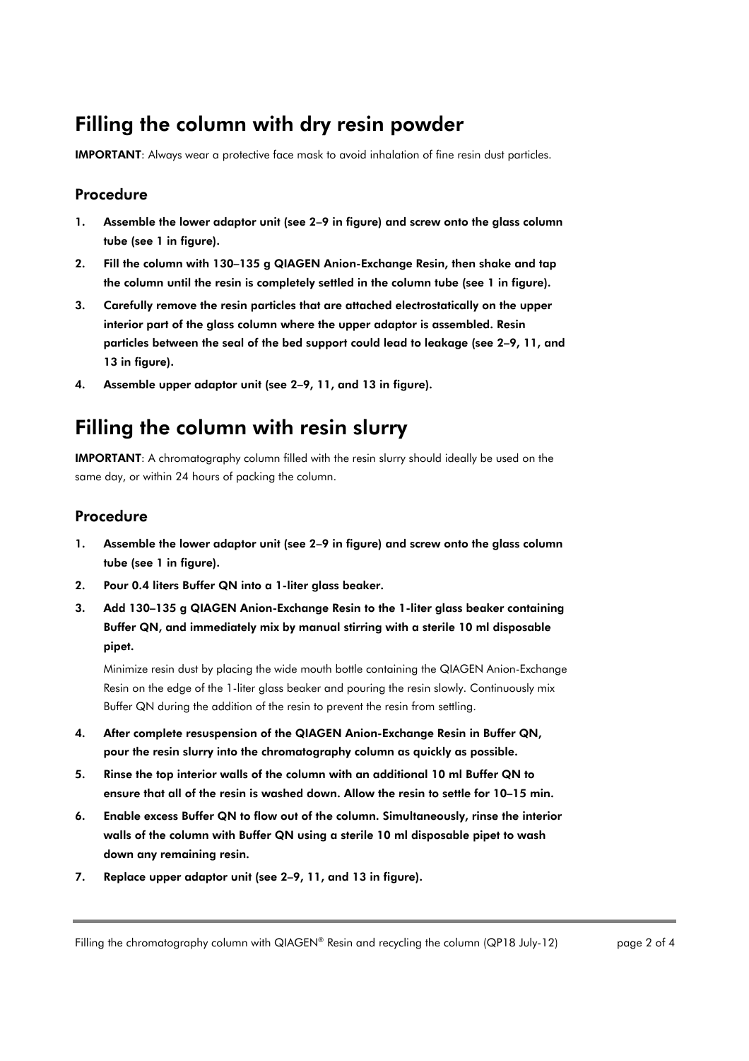# Filling the column with dry resin powder

**IMPORTANT**: Always wear a protective face mask to avoid inhalation of fine resin dust particles.

## Procedure

1. **Assemble the lower adaptor unit (see 2–9 in figure) and screw onto the glass column tube (see 1 in figure).**
2. **Fill the column with 130–135 g QIAGEN Anion-Exchange Resin, then shake and tap the column until the resin is completely settled in the column tube (see 1 in figure).**
3. **Carefully remove the resin particles that are attached electrostatically on the upper interior part of the glass column where the upper adaptor is assembled. Resin particles between the seal of the bed support could lead to leakage (see 2–9, 11, and 13 in figure).**
4. **Assemble upper adaptor unit (see 2–9, 11, and 13 in figure).**

# Filling the column with resin slurry

**IMPORTANT**: A chromatography column filled with the resin slurry should ideally be used on the same day, or within 24 hours of packing the column.

## Procedure

1. **Assemble the lower adaptor unit (see 2–9 in figure) and screw onto the glass column tube (see 1 in figure).**
2. **Pour 0.4 liters Buffer QN into a 1-liter glass beaker.**
3. **Add 130–135 g QIAGEN Anion-Exchange Resin to the 1-liter glass beaker containing Buffer QN, and immediately mix by manual stirring with a sterile 10 ml disposable pipet.**

   Minimize resin dust by placing the wide mouth bottle containing the QIAGEN Anion-Exchange Resin on the edge of the 1-liter glass beaker and pouring the resin slowly. Continuously mix Buffer QN during the addition of the resin to prevent the resin from settling.

4. **After complete resuspension of the QIAGEN Anion-Exchange Resin in Buffer QN, pour the resin slurry into the chromatography column as quickly as possible.**
5. **Rinse the top interior walls of the column with an additional 10 ml Buffer QN to ensure that all of the resin is washed down. Allow the resin to settle for 10–15 min.**
6. **Enable excess Buffer QN to flow out of the column. Simultaneously, rinse the interior walls of the column with Buffer QN using a sterile 10 ml disposable pipet to wash down any remaining resin.**
7. **Replace upper adaptor unit (see 2–9, 11, and 13 in figure).**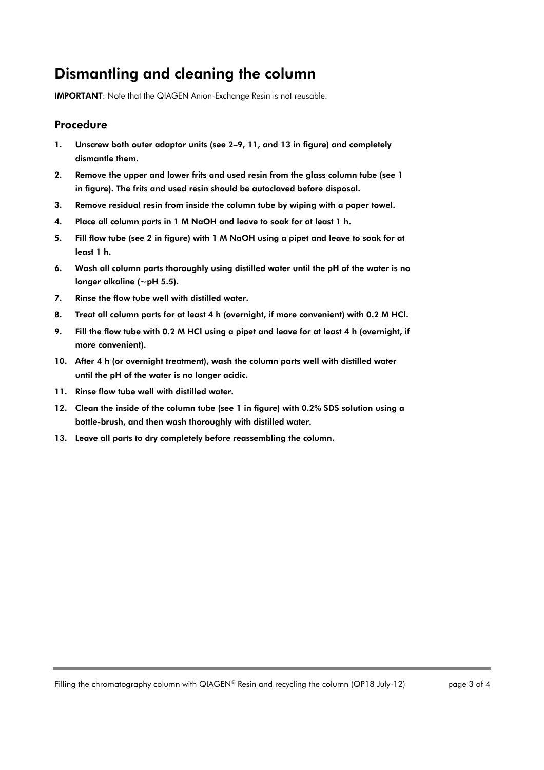# Dismantling and cleaning the column

**IMPORTANT**: Note that the QIAGEN Anion-Exchange Resin is not reusable.

## Procedure

1. **Unscrew both outer adaptor units (see 2–9, 11, and 13 in figure) and completely dismantle them.**
2. **Remove the upper and lower frits and used resin from the glass column tube (see 1 in figure). The frits and used resin should be autoclaved before disposal.**
3. **Remove residual resin from inside the column tube by wiping with a paper towel.**
4. **Place all column parts in 1 M NaOH and leave to soak for at least 1 h.**
5. **Fill flow tube (see 2 in figure) with 1 M NaOH using a pipet and leave to soak for at least 1 h.**
6. **Wash all column parts thoroughly using distilled water until the pH of the water is no longer alkaline (~pH 5.5).**
7. **Rinse the flow tube well with distilled water.**
8. **Treat all column parts for at least 4 h (overnight, if more convenient) with 0.2 M HCl.**
9. **Fill the flow tube with 0.2 M HCl using a pipet and leave for at least 4 h (overnight, if more convenient).**
10. **After 4 h (or overnight treatment), wash the column parts well with distilled water until the pH of the water is no longer acidic.**
11. **Rinse flow tube well with distilled water.**
12. **Clean the inside of the column tube (see 1 in figure) with 0.2% SDS solution using a bottle-brush, and then wash thoroughly with distilled water.**
13. **Leave all parts to dry completely before reassembling the column.**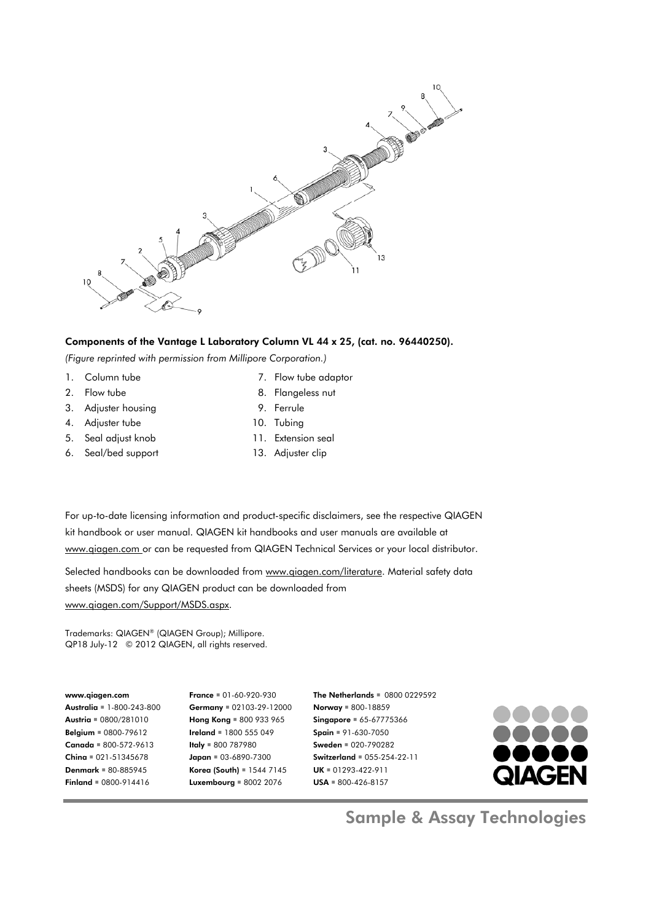**Components of the Vantage L Laboratory Column VL 44 x 25, (cat. no. 96440250).**

*(Figure reprinted with permission from Millipore Corporation.)*

1. Column tube
2. Flow tube
3. Adjuster housing
4. Adjuster tube
5. Seal adjust knob
6. Seal/bed support
7. Flow tube adaptor
8. Flangeless nut
9. Ferrule
10. Tubing
11. Extension seal
13. Adjuster clip

For up-to-date licensing information and product-specific disclaimers, see the respective QIAGEN kit handbook or user manual. QIAGEN kit handbooks and user manuals are available at www.qiagen.com or can be requested from QIAGEN Technical Services or your local distributor.

Selected handbooks can be downloaded from www.qiagen.com/literature. Material safety data sheets (MSDS) for any QIAGEN product can be downloaded from www.qiagen.com/Support/MSDS.aspx.

Trademarks: QIAGEN® (QIAGEN Group); Millipore.
QP18 July-12 © 2012 QIAGEN, all rights reserved.

**www.qiagen.com**
**Australia** ▪ 1-800-243-800
**Austria** ▪ 0800/281010
**Belgium** ▪ 0800-79612
**Canada** ▪ 800-572-9613
**China** ▪ 021-51345678
**Denmark** ▪ 80-885945
**Finland** ▪ 0800-914416
**France** ▪ 01-60-920-930
**Germany** ▪ 02103-29-12000
**Hong Kong** ▪ 800 933 965
**Ireland** ▪ 1800 555 049
**Italy** ▪ 800 787980
**Japan** ▪ 03-6890-7300
**Korea (South)** ▪ 1544 7145
**Luxembourg** ▪ 8002 2076
**The Netherlands** ▪ 0800 0229592
**Norway** ▪ 800-18859
**Singapore** ▪ 65-67775366
**Spain** ▪ 91-630-7050
**Sweden** ▪ 020-790282
**Switzerland** ▪ 055-254-22-11
**UK** ▪ 01293-422-911
**USA** ▪ 800-426-8157

QIAGEN

Sample & Assay Technologies